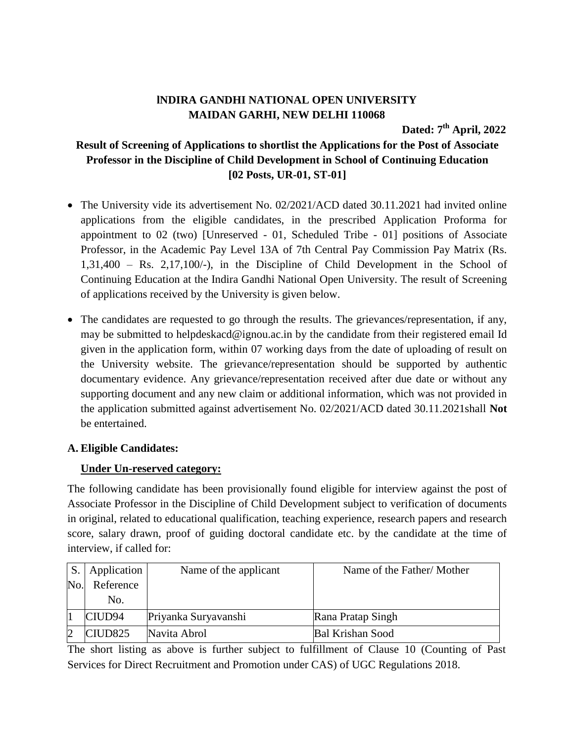**INDIRA GANDHI NATIONAL OPEN UNIVERSITY**
**MAIDAN GARHI, NEW DELHI 110068**

**Dated: 7th April, 2022**

## Result of Screening of Applications to shortlist the Applications for the Post of Associate Professor in the Discipline of Child Development in School of Continuing Education [02 Posts, UR-01, ST-01]

- The University vide its advertisement No. 02/2021/ACD dated 30.11.2021 had invited online applications from the eligible candidates, in the prescribed Application Proforma for appointment to 02 (two) [Unreserved - 01, Scheduled Tribe - 01] positions of Associate Professor, in the Academic Pay Level 13A of 7th Central Pay Commission Pay Matrix (Rs. 1,31,400 – Rs. 2,17,100/-), in the Discipline of Child Development in the School of Continuing Education at the Indira Gandhi National Open University. The result of Screening of applications received by the University is given below.
- The candidates are requested to go through the results. The grievances/representation, if any, may be submitted to helpdeskacd@ignou.ac.in by the candidate from their registered email Id given in the application form, within 07 working days from the date of uploading of result on the University website. The grievance/representation should be supported by authentic documentary evidence. Any grievance/representation received after due date or without any supporting document and any new claim or additional information, which was not provided in the application submitted against advertisement No. 02/2021/ACD dated 30.11.2021shall **Not** be entertained.

### A. Eligible Candidates:

**Under Un-reserved category:**

The following candidate has been provisionally found eligible for interview against the post of Associate Professor in the Discipline of Child Development subject to verification of documents in original, related to educational qualification, teaching experience, research papers and research score, salary drawn, proof of guiding doctoral candidate etc. by the candidate at the time of interview, if called for:

| S. No. | Application Reference No. | Name of the applicant | Name of the Father/ Mother |
|---|---|---|---|
| 1 | CIUD94 | Priyanka Suryavanshi | Rana Pratap Singh |
| 2 | CIUD825 | Navita Abrol | Bal Krishan Sood |

The short listing as above is further subject to fulfillment of Clause 10 (Counting of Past Services for Direct Recruitment and Promotion under CAS) of UGC Regulations 2018.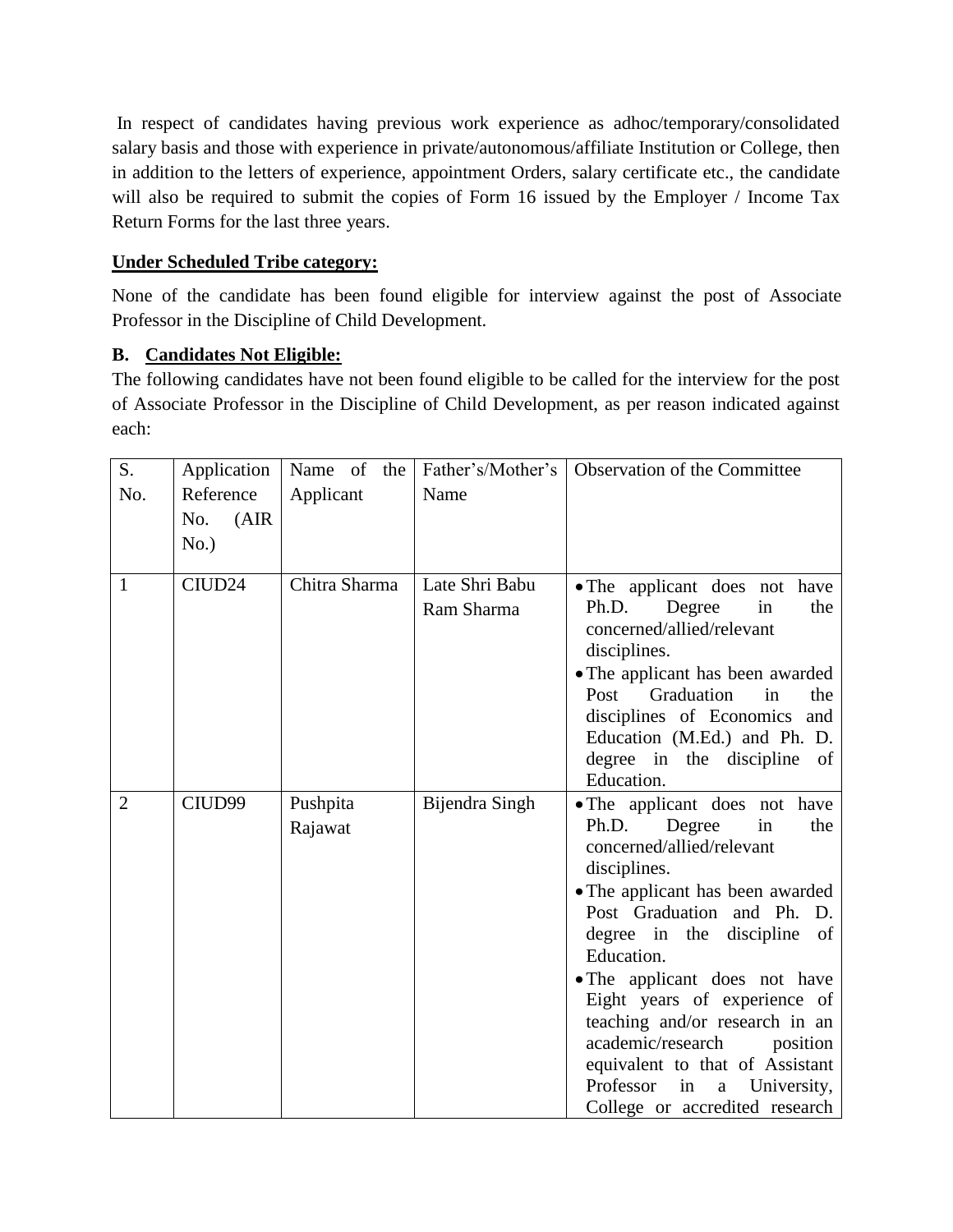In respect of candidates having previous work experience as adhoc/temporary/consolidated salary basis and those with experience in private/autonomous/affiliate Institution or College, then in addition to the letters of experience, appointment Orders, salary certificate etc., the candidate will also be required to submit the copies of Form 16 issued by the Employer / Income Tax Return Forms for the last three years.

**Under Scheduled Tribe category:**

None of the candidate has been found eligible for interview against the post of Associate Professor in the Discipline of Child Development.

**B. Candidates Not Eligible:**

The following candidates have not been found eligible to be called for the interview for the post of Associate Professor in the Discipline of Child Development, as per reason indicated against each:

| S. No. | Application Reference No. (AIR No.) | Name of the Applicant | Father's/Mother's Name | Observation of the Committee |
|---|---|---|---|---|
| 1 | CIUD24 | Chitra Sharma | Late Shri Babu Ram Sharma | • The applicant does not have Ph.D. Degree in the concerned/allied/relevant disciplines.<br>• The applicant has been awarded Post Graduation in the disciplines of Economics and Education (M.Ed.) and Ph. D. degree in the discipline of Education. |
| 2 | CIUD99 | Pushpita Rajawat | Bijendra Singh | • The applicant does not have Ph.D. Degree in the concerned/allied/relevant disciplines.<br>• The applicant has been awarded Post Graduation and Ph. D. degree in the discipline of Education.<br>• The applicant does not have Eight years of experience of teaching and/or research in an academic/research position equivalent to that of Assistant Professor in a University, College or accredited research |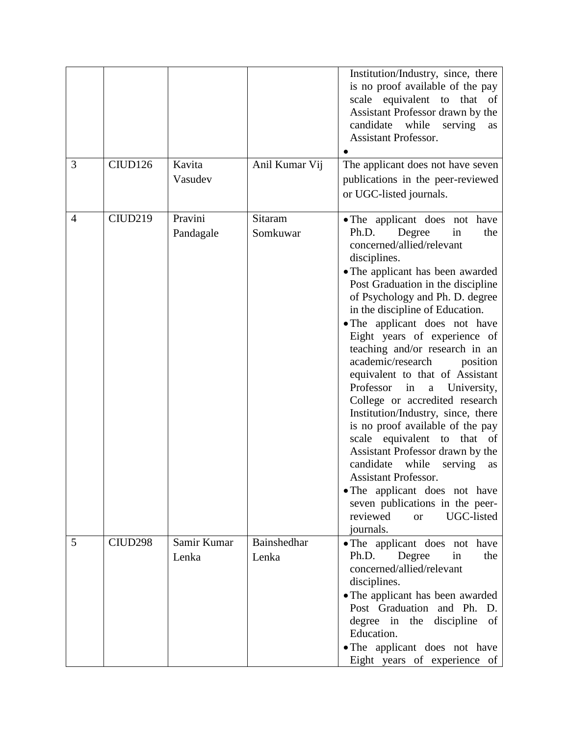| | | | | |
|---|---|---|---|---|
| | | | | Institution/Industry, since, there is no proof available of the pay scale equivalent to that of Assistant Professor drawn by the candidate while serving as Assistant Professor.<br>• |
| 3 | CIUD126 | Kavita Vasudev | Anil Kumar Vij | The applicant does not have seven publications in the peer-reviewed or UGC-listed journals. |
| 4 | CIUD219 | Pravini Pandagale | Sitaram Somkuwar | • The applicant does not have Ph.D. Degree in the concerned/allied/relevant disciplines.<br>• The applicant has been awarded Post Graduation in the discipline of Psychology and Ph. D. degree in the discipline of Education.<br>• The applicant does not have Eight years of experience of teaching and/or research in an academic/research position equivalent to that of Assistant Professor in a University, College or accredited research Institution/Industry, since, there is no proof available of the pay scale equivalent to that of Assistant Professor drawn by the candidate while serving as Assistant Professor.<br>• The applicant does not have seven publications in the peer-reviewed or UGC-listed journals. |
| 5 | CIUD298 | Samir Kumar Lenka | Bainshedhar Lenka | • The applicant does not have Ph.D. Degree in the concerned/allied/relevant disciplines.<br>• The applicant has been awarded Post Graduation and Ph. D. degree in the discipline of Education.<br>• The applicant does not have Eight years of experience of |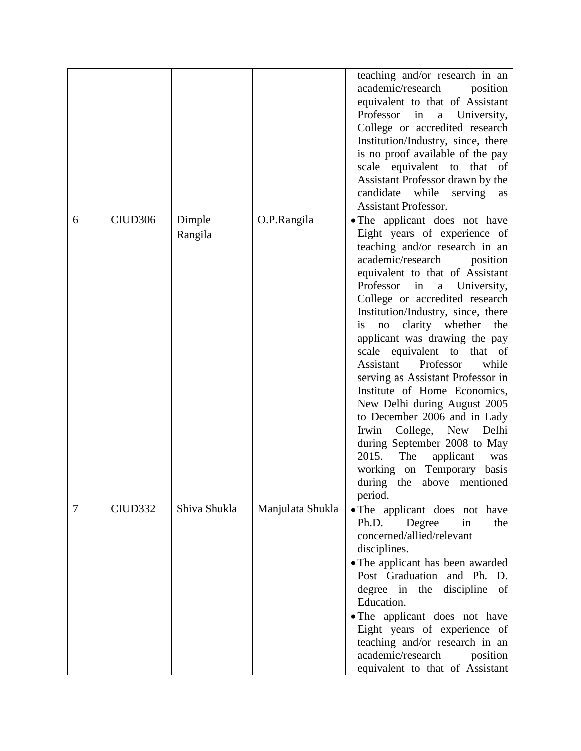| | | | | |
|---|---|---|---|---|
| | | | | teaching and/or research in an academic/research position equivalent to that of Assistant Professor in a University, College or accredited research Institution/Industry, since, there is no proof available of the pay scale equivalent to that of Assistant Professor drawn by the candidate while serving as Assistant Professor. |
| 6 | CIUD306 | Dimple Rangila | O.P.Rangila | • The applicant does not have Eight years of experience of teaching and/or research in an academic/research position equivalent to that of Assistant Professor in a University, College or accredited research Institution/Industry, since, there is no clarity whether the applicant was drawing the pay scale equivalent to that of Assistant Professor while serving as Assistant Professor in Institute of Home Economics, New Delhi during August 2005 to December 2006 and in Lady Irwin College, New Delhi during September 2008 to May 2015. The applicant was working on Temporary basis during the above mentioned period. |
| 7 | CIUD332 | Shiva Shukla | Manjulata Shukla | • The applicant does not have Ph.D. Degree in the concerned/allied/relevant disciplines.<br>• The applicant has been awarded Post Graduation and Ph. D. degree in the discipline of Education.<br>• The applicant does not have Eight years of experience of teaching and/or research in an academic/research position equivalent to that of Assistant |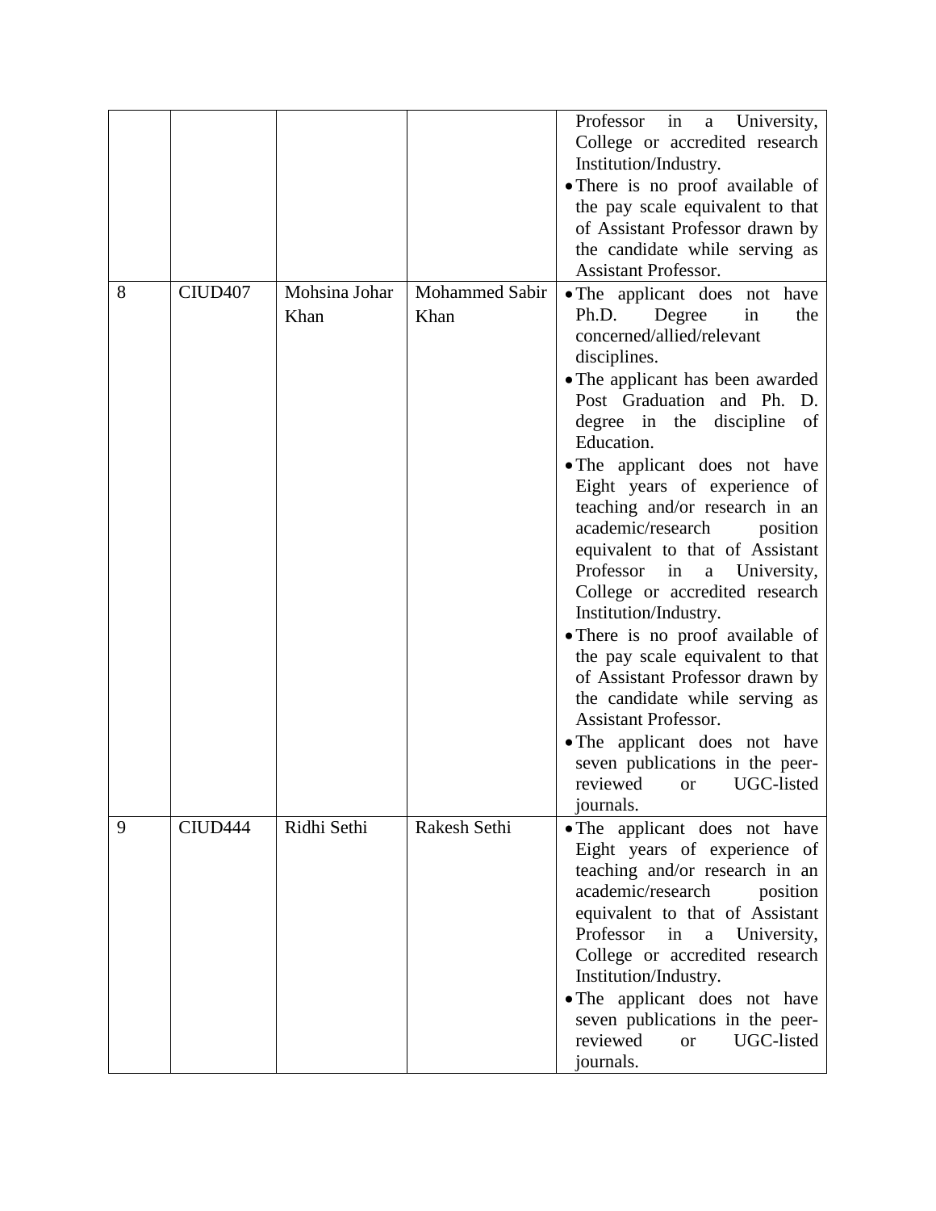| | | | | |
|---|---|---|---|---|
| | | | | Professor in a University, College or accredited research Institution/Industry.<br>• There is no proof available of the pay scale equivalent to that of Assistant Professor drawn by the candidate while serving as Assistant Professor. |
| 8 | CIUD407 | Mohsina Johar Khan | Mohammed Sabir Khan | • The applicant does not have Ph.D. Degree in the concerned/allied/relevant disciplines.<br>• The applicant has been awarded Post Graduation and Ph. D. degree in the discipline of Education.<br>• The applicant does not have Eight years of experience of teaching and/or research in an academic/research position equivalent to that of Assistant Professor in a University, College or accredited research Institution/Industry.<br>• There is no proof available of the pay scale equivalent to that of Assistant Professor drawn by the candidate while serving as Assistant Professor.<br>• The applicant does not have seven publications in the peer-reviewed or UGC-listed journals. |
| 9 | CIUD444 | Ridhi Sethi | Rakesh Sethi | • The applicant does not have Eight years of experience of teaching and/or research in an academic/research position equivalent to that of Assistant Professor in a University, College or accredited research Institution/Industry.<br>• The applicant does not have seven publications in the peer-reviewed or UGC-listed journals. |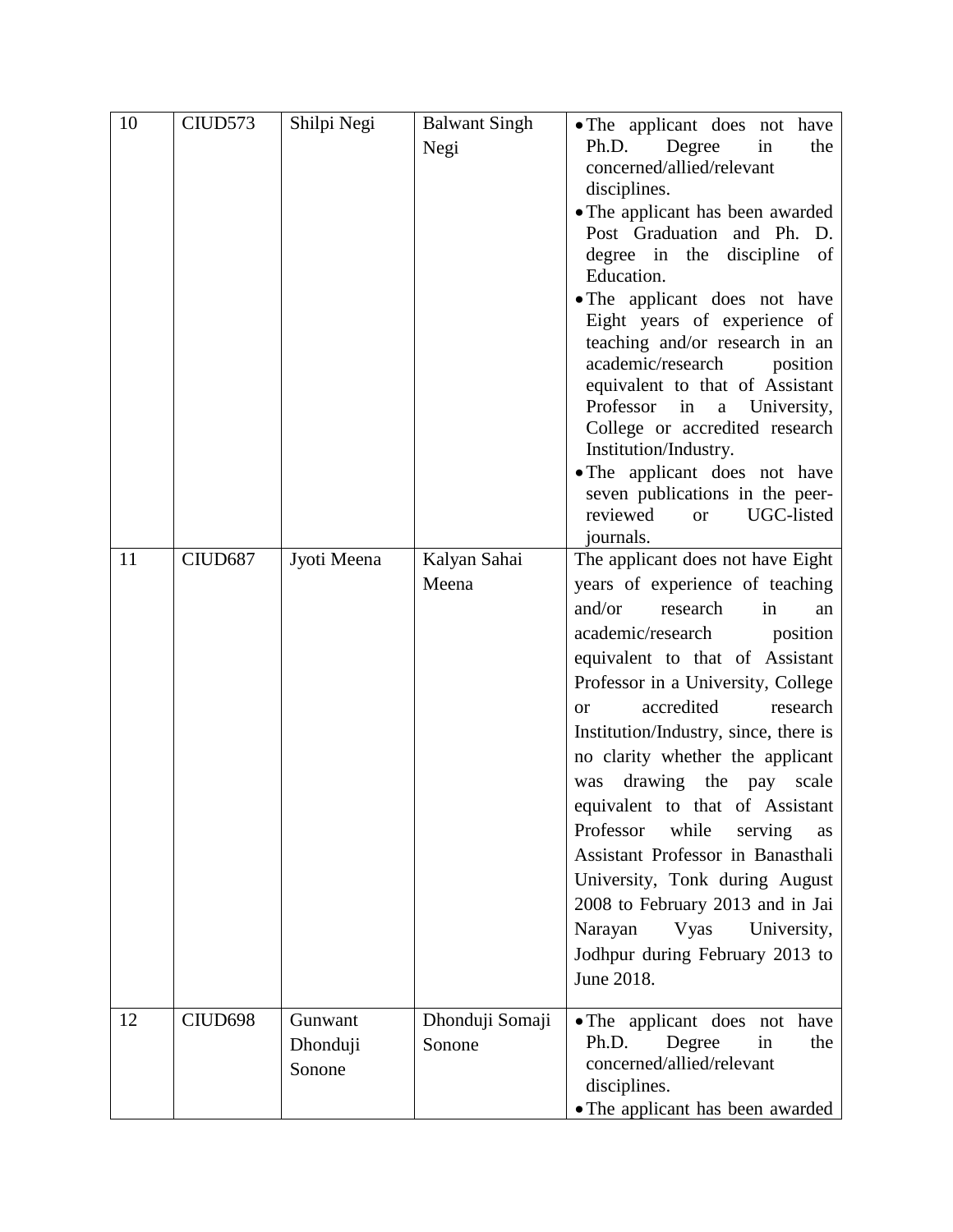| 10 | CIUD573 | Shilpi Negi | Balwant Singh Negi | • The applicant does not have Ph.D. Degree in the concerned/allied/relevant disciplines.<br>• The applicant has been awarded Post Graduation and Ph. D. degree in the discipline of Education.<br>• The applicant does not have Eight years of experience of teaching and/or research in an academic/research position equivalent to that of Assistant Professor in a University, College or accredited research Institution/Industry.<br>• The applicant does not have seven publications in the peer-reviewed or UGC-listed journals. |
|---|---|---|---|---|
| 11 | CIUD687 | Jyoti Meena | Kalyan Sahai Meena | The applicant does not have Eight years of experience of teaching and/or research in an academic/research position equivalent to that of Assistant Professor in a University, College or accredited research Institution/Industry, since, there is no clarity whether the applicant was drawing the pay scale equivalent to that of Assistant Professor while serving as Assistant Professor in Banasthali University, Tonk during August 2008 to February 2013 and in Jai Narayan Vyas University, Jodhpur during February 2013 to June 2018. |
| 12 | CIUD698 | Gunwant Dhonduji Sonone | Dhonduji Somaji Sonone | • The applicant does not have Ph.D. Degree in the concerned/allied/relevant disciplines.<br>• The applicant has been awarded |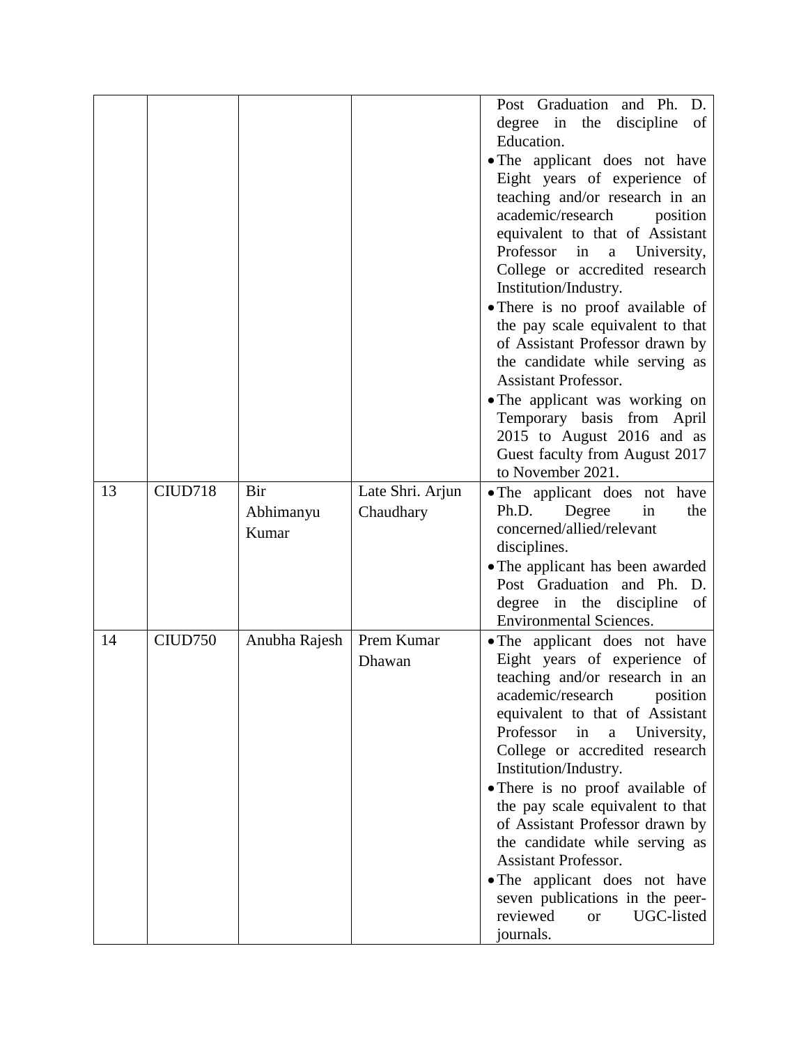| | | | | |
|---|---|---|---|---|
| | | | | Post Graduation and Ph. D. degree in the discipline of Education.<br>• The applicant does not have Eight years of experience of teaching and/or research in an academic/research position equivalent to that of Assistant Professor in a University, College or accredited research Institution/Industry.<br>• There is no proof available of the pay scale equivalent to that of Assistant Professor drawn by the candidate while serving as Assistant Professor.<br>• The applicant was working on Temporary basis from April 2015 to August 2016 and as Guest faculty from August 2017 to November 2021. |
| 13 | CIUD718 | Bir Abhimanyu Kumar | Late Shri. Arjun Chaudhary | • The applicant does not have Ph.D. Degree in the concerned/allied/relevant disciplines.<br>• The applicant has been awarded Post Graduation and Ph. D. degree in the discipline of Environmental Sciences. |
| 14 | CIUD750 | Anubha Rajesh | Prem Kumar Dhawan | • The applicant does not have Eight years of experience of teaching and/or research in an academic/research position equivalent to that of Assistant Professor in a University, College or accredited research Institution/Industry.<br>• There is no proof available of the pay scale equivalent to that of Assistant Professor drawn by the candidate while serving as Assistant Professor.<br>• The applicant does not have seven publications in the peer-reviewed or UGC-listed journals. |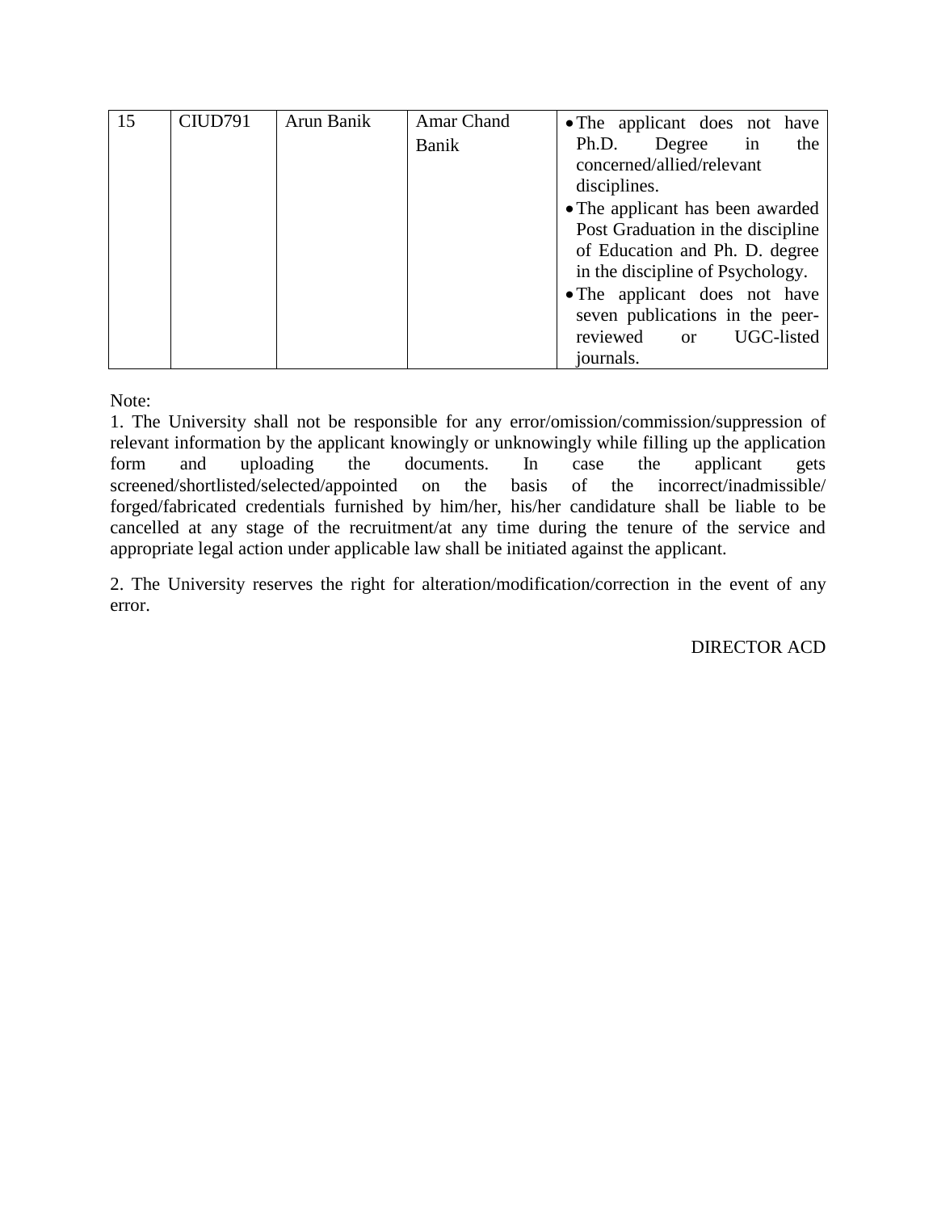| | | | | |
|---|---|---|---|---|
| 15 | CIUD791 | Arun Banik | Amar Chand Banik | • The applicant does not have Ph.D. Degree in the concerned/allied/relevant disciplines.<br>• The applicant has been awarded Post Graduation in the discipline of Education and Ph. D. degree in the discipline of Psychology.<br>• The applicant does not have seven publications in the peer-reviewed or UGC-listed journals. |

Note:

1. The University shall not be responsible for any error/omission/commission/suppression of relevant information by the applicant knowingly or unknowingly while filling up the application form and uploading the documents. In case the applicant gets screened/shortlisted/selected/appointed on the basis of the incorrect/inadmissible/ forged/fabricated credentials furnished by him/her, his/her candidature shall be liable to be cancelled at any stage of the recruitment/at any time during the tenure of the service and appropriate legal action under applicable law shall be initiated against the applicant.

2. The University reserves the right for alteration/modification/correction in the event of any error.

DIRECTOR ACD